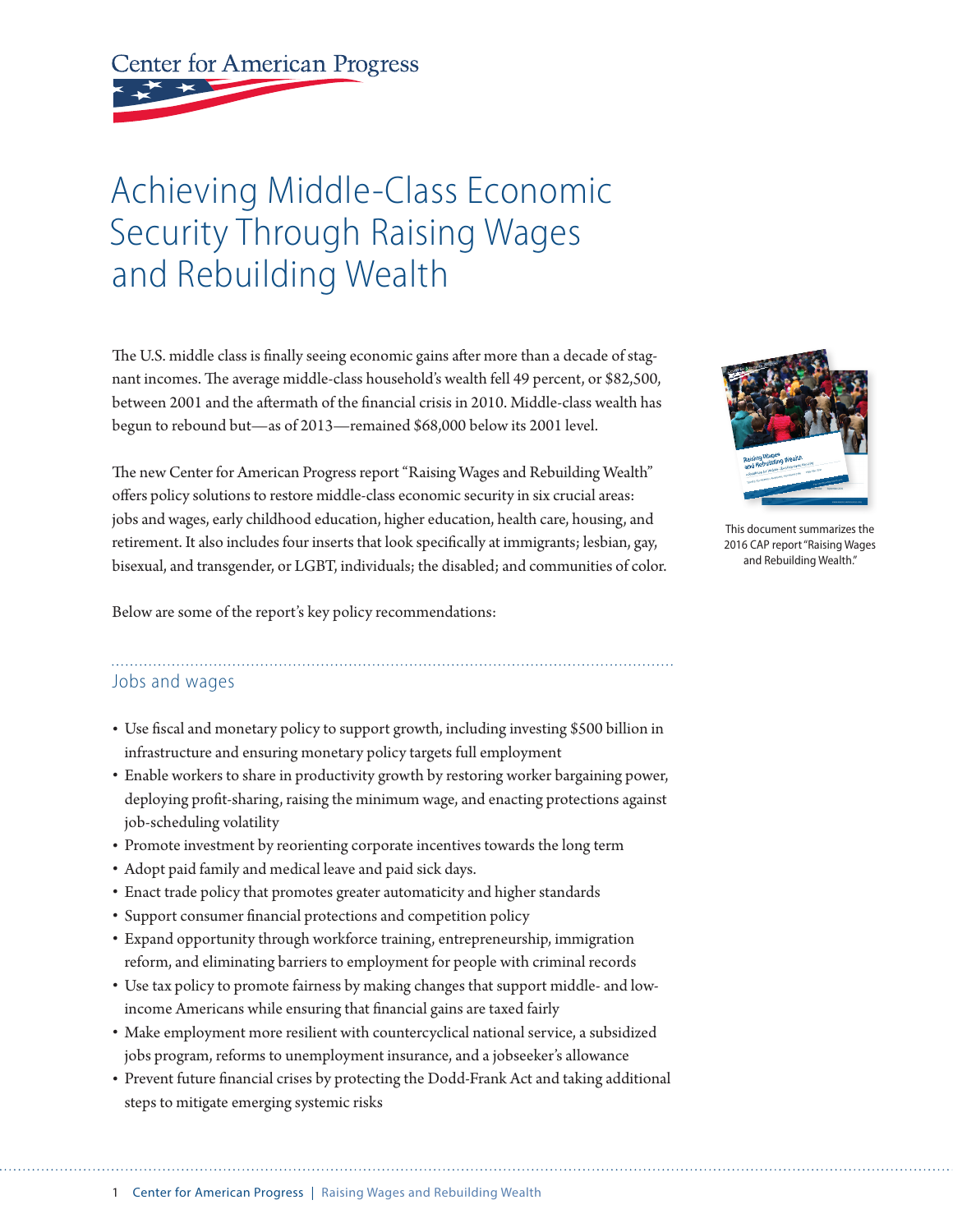# Achieving Middle-Class Economic Security Through Raising Wages and Rebuilding Wealth

The U.S. middle class is finally seeing economic gains after more than a decade of stagnant incomes. The average middle-class household's wealth fell 49 percent, or $82,500, between 2001 and the aftermath of the financial crisis in 2010. Middle-class wealth has begun to rebound but—as of 2013—remained $68,000 below its 2001 level.

The new Center for American Progress report "Raising Wages and Rebuilding Wealth" offers policy solutions to restore middle-class economic security in six crucial areas: jobs and wages, early childhood education, higher education, health care, housing, and retirement. It also includes four inserts that look specifically at immigrants; lesbian, gay, bisexual, and transgender, or LGBT, individuals; the disabled; and communities of color.

This document summarizes the 2016 CAP report "Raising Wages and Rebuilding Wealth."

Below are some of the report's key policy recommendations:

## Jobs and wages

- Use fiscal and monetary policy to support growth, including investing $500 billion in infrastructure and ensuring monetary policy targets full employment
- Enable workers to share in productivity growth by restoring worker bargaining power, deploying profit-sharing, raising the minimum wage, and enacting protections against job-scheduling volatility
- Promote investment by reorienting corporate incentives towards the long term
- Adopt paid family and medical leave and paid sick days.
- Enact trade policy that promotes greater automaticity and higher standards
- Support consumer financial protections and competition policy
- Expand opportunity through workforce training, entrepreneurship, immigration reform, and eliminating barriers to employment for people with criminal records
- Use tax policy to promote fairness by making changes that support middle- and low-income Americans while ensuring that financial gains are taxed fairly
- Make employment more resilient with countercyclical national service, a subsidized jobs program, reforms to unemployment insurance, and a jobseeker's allowance
- Prevent future financial crises by protecting the Dodd-Frank Act and taking additional steps to mitigate emerging systemic risks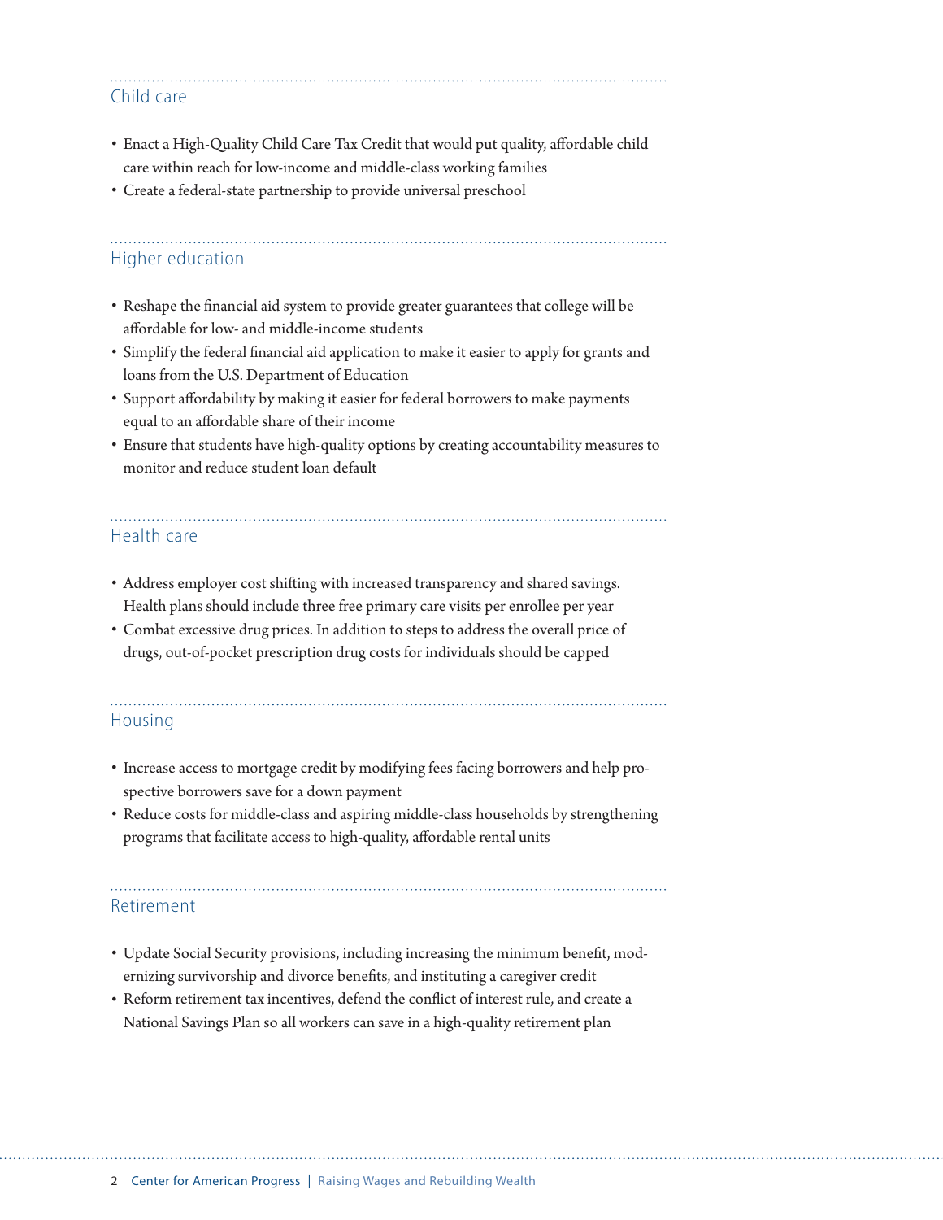## Child care

- Enact a High-Quality Child Care Tax Credit that would put quality, affordable child care within reach for low-income and middle-class working families
- Create a federal-state partnership to provide universal preschool

## Higher education

- Reshape the financial aid system to provide greater guarantees that college will be affordable for low- and middle-income students
- Simplify the federal financial aid application to make it easier to apply for grants and loans from the U.S. Department of Education
- Support affordability by making it easier for federal borrowers to make payments equal to an affordable share of their income
- Ensure that students have high-quality options by creating accountability measures to monitor and reduce student loan default

## Health care

- Address employer cost shifting with increased transparency and shared savings. Health plans should include three free primary care visits per enrollee per year
- Combat excessive drug prices. In addition to steps to address the overall price of drugs, out-of-pocket prescription drug costs for individuals should be capped

## Housing

- Increase access to mortgage credit by modifying fees facing borrowers and help prospective borrowers save for a down payment
- Reduce costs for middle-class and aspiring middle-class households by strengthening programs that facilitate access to high-quality, affordable rental units

## Retirement

- Update Social Security provisions, including increasing the minimum benefit, modernizing survivorship and divorce benefits, and instituting a caregiver credit
- Reform retirement tax incentives, defend the conflict of interest rule, and create a National Savings Plan so all workers can save in a high-quality retirement plan